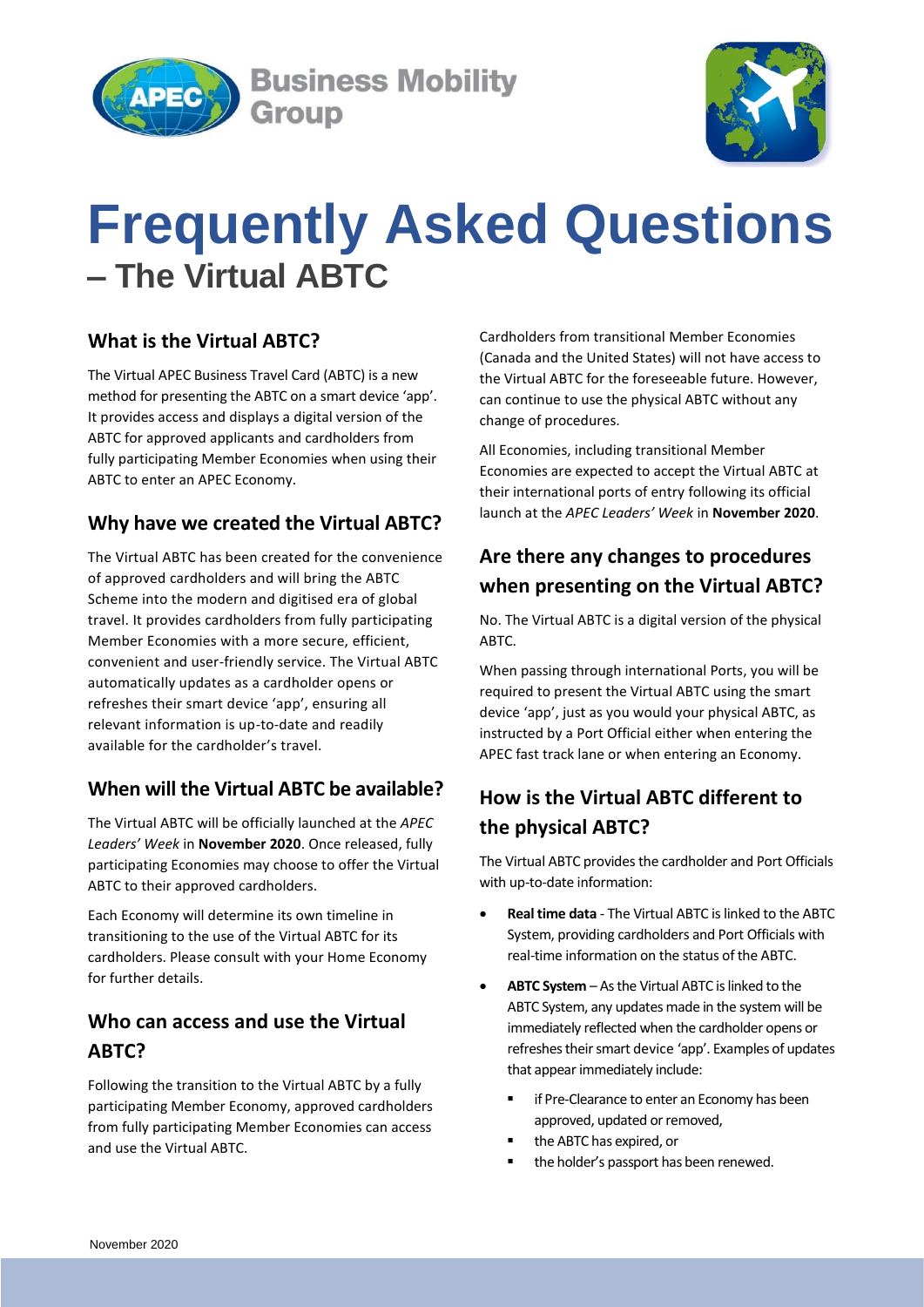Business Mobility Group

# Frequently Asked Questions – The Virtual ABTC

## What is the Virtual ABTC?

The Virtual APEC Business Travel Card (ABTC) is a new method for presenting the ABTC on a smart device 'app'. It provides access and displays a digital version of the ABTC for approved applicants and cardholders from fully participating Member Economies when using their ABTC to enter an APEC Economy.

## Why have we created the Virtual ABTC?

The Virtual ABTC has been created for the convenience of approved cardholders and will bring the ABTC Scheme into the modern and digitised era of global travel. It provides cardholders from fully participating Member Economies with a more secure, efficient, convenient and user-friendly service. The Virtual ABTC automatically updates as a cardholder opens or refreshes their smart device 'app', ensuring all relevant information is up-to-date and readily available for the cardholder's travel.

## When will the Virtual ABTC be available?

The Virtual ABTC will be officially launched at the *APEC Leaders' Week* in **November 2020**. Once released, fully participating Economies may choose to offer the Virtual ABTC to their approved cardholders.

Each Economy will determine its own timeline in transitioning to the use of the Virtual ABTC for its cardholders. Please consult with your Home Economy for further details.

## Who can access and use the Virtual ABTC?

Following the transition to the Virtual ABTC by a fully participating Member Economy, approved cardholders from fully participating Member Economies can access and use the Virtual ABTC.

Cardholders from transitional Member Economies (Canada and the United States) will not have access to the Virtual ABTC for the foreseeable future. However, can continue to use the physical ABTC without any change of procedures.

All Economies, including transitional Member Economies are expected to accept the Virtual ABTC at their international ports of entry following its official launch at the *APEC Leaders' Week* in **November 2020**.

## Are there any changes to procedures when presenting on the Virtual ABTC?

No. The Virtual ABTC is a digital version of the physical ABTC.

When passing through international Ports, you will be required to present the Virtual ABTC using the smart device 'app', just as you would your physical ABTC, as instructed by a Port Official either when entering the APEC fast track lane or when entering an Economy.

## How is the Virtual ABTC different to the physical ABTC?

The Virtual ABTC provides the cardholder and Port Officials with up-to-date information:

- **Real time data** - The Virtual ABTC is linked to the ABTC System, providing cardholders and Port Officials with real-time information on the status of the ABTC.
- **ABTC System** – As the Virtual ABTC is linked to the ABTC System, any updates made in the system will be immediately reflected when the cardholder opens or refreshes their smart device 'app'. Examples of updates that appear immediately include:
  - if Pre-Clearance to enter an Economy has been approved, updated or removed,
  - the ABTC has expired, or
  - the holder's passport has been renewed.

November 2020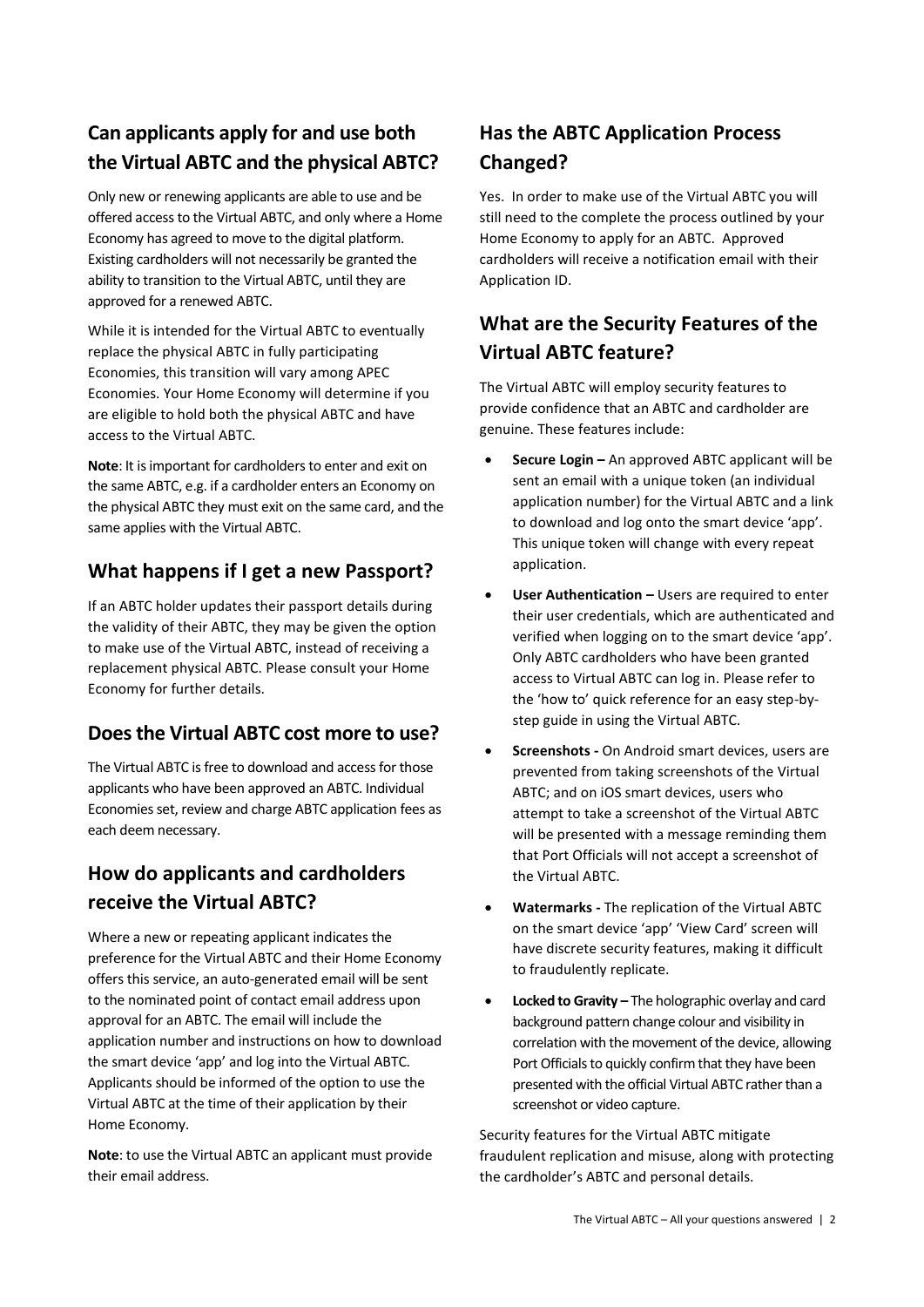## Can applicants apply for and use both the Virtual ABTC and the physical ABTC?

Only new or renewing applicants are able to use and be offered access to the Virtual ABTC, and only where a Home Economy has agreed to move to the digital platform. Existing cardholders will not necessarily be granted the ability to transition to the Virtual ABTC, until they are approved for a renewed ABTC.

While it is intended for the Virtual ABTC to eventually replace the physical ABTC in fully participating Economies, this transition will vary among APEC Economies. Your Home Economy will determine if you are eligible to hold both the physical ABTC and have access to the Virtual ABTC.

**Note**: It is important for cardholders to enter and exit on the same ABTC, e.g. if a cardholder enters an Economy on the physical ABTC they must exit on the same card, and the same applies with the Virtual ABTC.

## What happens if I get a new Passport?

If an ABTC holder updates their passport details during the validity of their ABTC, they may be given the option to make use of the Virtual ABTC, instead of receiving a replacement physical ABTC. Please consult your Home Economy for further details.

## Does the Virtual ABTC cost more to use?

The Virtual ABTC is free to download and access for those applicants who have been approved an ABTC. Individual Economies set, review and charge ABTC application fees as each deem necessary.

## How do applicants and cardholders receive the Virtual ABTC?

Where a new or repeating applicant indicates the preference for the Virtual ABTC and their Home Economy offers this service, an auto-generated email will be sent to the nominated point of contact email address upon approval for an ABTC. The email will include the application number and instructions on how to download the smart device 'app' and log into the Virtual ABTC. Applicants should be informed of the option to use the Virtual ABTC at the time of their application by their Home Economy.

**Note**: to use the Virtual ABTC an applicant must provide their email address.

## Has the ABTC Application Process Changed?

Yes. In order to make use of the Virtual ABTC you will still need to the complete the process outlined by your Home Economy to apply for an ABTC. Approved cardholders will receive a notification email with their Application ID.

## What are the Security Features of the Virtual ABTC feature?

The Virtual ABTC will employ security features to provide confidence that an ABTC and cardholder are genuine. These features include:

- **Secure Login –** An approved ABTC applicant will be sent an email with a unique token (an individual application number) for the Virtual ABTC and a link to download and log onto the smart device 'app'. This unique token will change with every repeat application.
- **User Authentication –** Users are required to enter their user credentials, which are authenticated and verified when logging on to the smart device 'app'. Only ABTC cardholders who have been granted access to Virtual ABTC can log in. Please refer to the 'how to' quick reference for an easy step-by-step guide in using the Virtual ABTC.
- **Screenshots -** On Android smart devices, users are prevented from taking screenshots of the Virtual ABTC; and on iOS smart devices, users who attempt to take a screenshot of the Virtual ABTC will be presented with a message reminding them that Port Officials will not accept a screenshot of the Virtual ABTC.
- **Watermarks -** The replication of the Virtual ABTC on the smart device 'app' 'View Card' screen will have discrete security features, making it difficult to fraudulently replicate.
- **Locked to Gravity –** The holographic overlay and card background pattern change colour and visibility in correlation with the movement of the device, allowing Port Officials to quickly confirm that they have been presented with the official Virtual ABTC rather than a screenshot or video capture.

Security features for the Virtual ABTC mitigate fraudulent replication and misuse, along with protecting the cardholder's ABTC and personal details.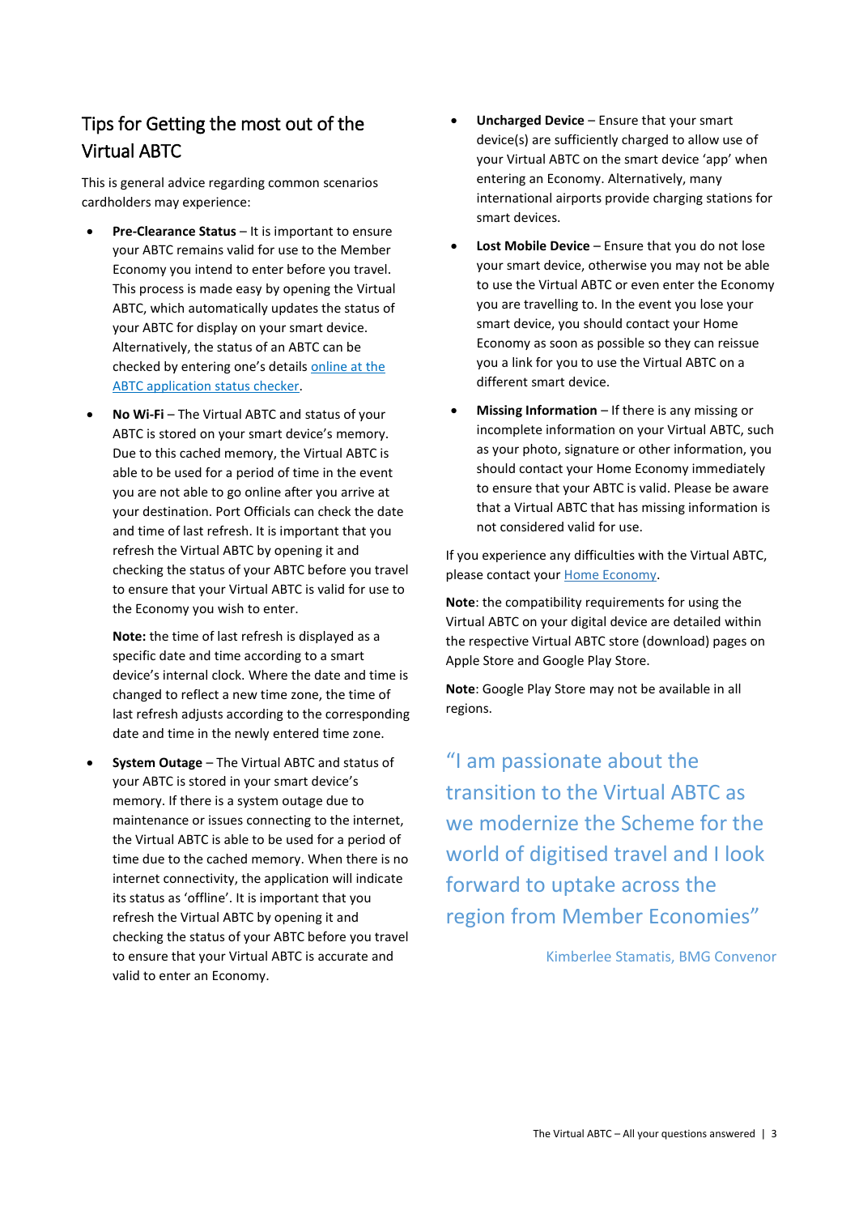## Tips for Getting the most out of the Virtual ABTC

This is general advice regarding common scenarios cardholders may experience:

- **Pre-Clearance Status** – It is important to ensure your ABTC remains valid for use to the Member Economy you intend to enter before you travel. This process is made easy by opening the Virtual ABTC, which automatically updates the status of your ABTC for display on your smart device. Alternatively, the status of an ABTC can be checked by entering one's details online at the ABTC application status checker.
- **No Wi-Fi** – The Virtual ABTC and status of your ABTC is stored on your smart device's memory. Due to this cached memory, the Virtual ABTC is able to be used for a period of time in the event you are not able to go online after you arrive at your destination. Port Officials can check the date and time of last refresh. It is important that you refresh the Virtual ABTC by opening it and checking the status of your ABTC before you travel to ensure that your Virtual ABTC is valid for use to the Economy you wish to enter.

  **Note:** the time of last refresh is displayed as a specific date and time according to a smart device's internal clock. Where the date and time is changed to reflect a new time zone, the time of last refresh adjusts according to the corresponding date and time in the newly entered time zone.

- **System Outage** – The Virtual ABTC and status of your ABTC is stored in your smart device's memory. If there is a system outage due to maintenance or issues connecting to the internet, the Virtual ABTC is able to be used for a period of time due to the cached memory. When there is no internet connectivity, the application will indicate its status as 'offline'. It is important that you refresh the Virtual ABTC by opening it and checking the status of your ABTC before you travel to ensure that your Virtual ABTC is accurate and valid to enter an Economy.
- **Uncharged Device** – Ensure that your smart device(s) are sufficiently charged to allow use of your Virtual ABTC on the smart device 'app' when entering an Economy. Alternatively, many international airports provide charging stations for smart devices.
- **Lost Mobile Device** – Ensure that you do not lose your smart device, otherwise you may not be able to use the Virtual ABTC or even enter the Economy you are travelling to. In the event you lose your smart device, you should contact your Home Economy as soon as possible so they can reissue you a link for you to use the Virtual ABTC on a different smart device.
- **Missing Information** – If there is any missing or incomplete information on your Virtual ABTC, such as your photo, signature or other information, you should contact your Home Economy immediately to ensure that your ABTC is valid. Please be aware that a Virtual ABTC that has missing information is not considered valid for use.

If you experience any difficulties with the Virtual ABTC, please contact your Home Economy.

**Note**: the compatibility requirements for using the Virtual ABTC on your digital device are detailed within the respective Virtual ABTC store (download) pages on Apple Store and Google Play Store.

**Note**: Google Play Store may not be available in all regions.

> "I am passionate about the transition to the Virtual ABTC as we modernize the Scheme for the world of digitised travel and I look forward to uptake across the region from Member Economies"
>
> Kimberlee Stamatis, BMG Convenor